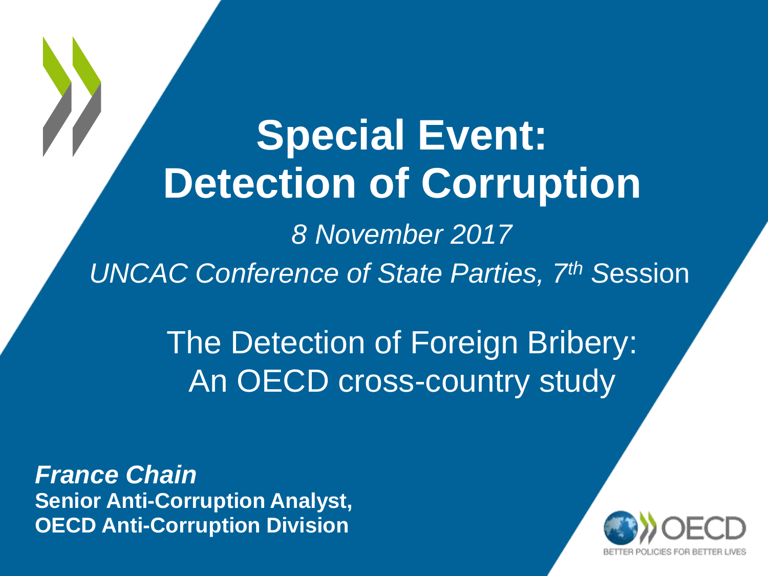# Special Event: Detection of Corruption

*8 November 2017*

*UNCAC Conference of State Parties, 7th Session*

## The Detection of Foreign Bribery: An OECD cross-country study

***France Chain***
**Senior Anti-Corruption Analyst,**
**OECD Anti-Corruption Division**

OECD
BETTER POLICIES FOR BETTER LIVES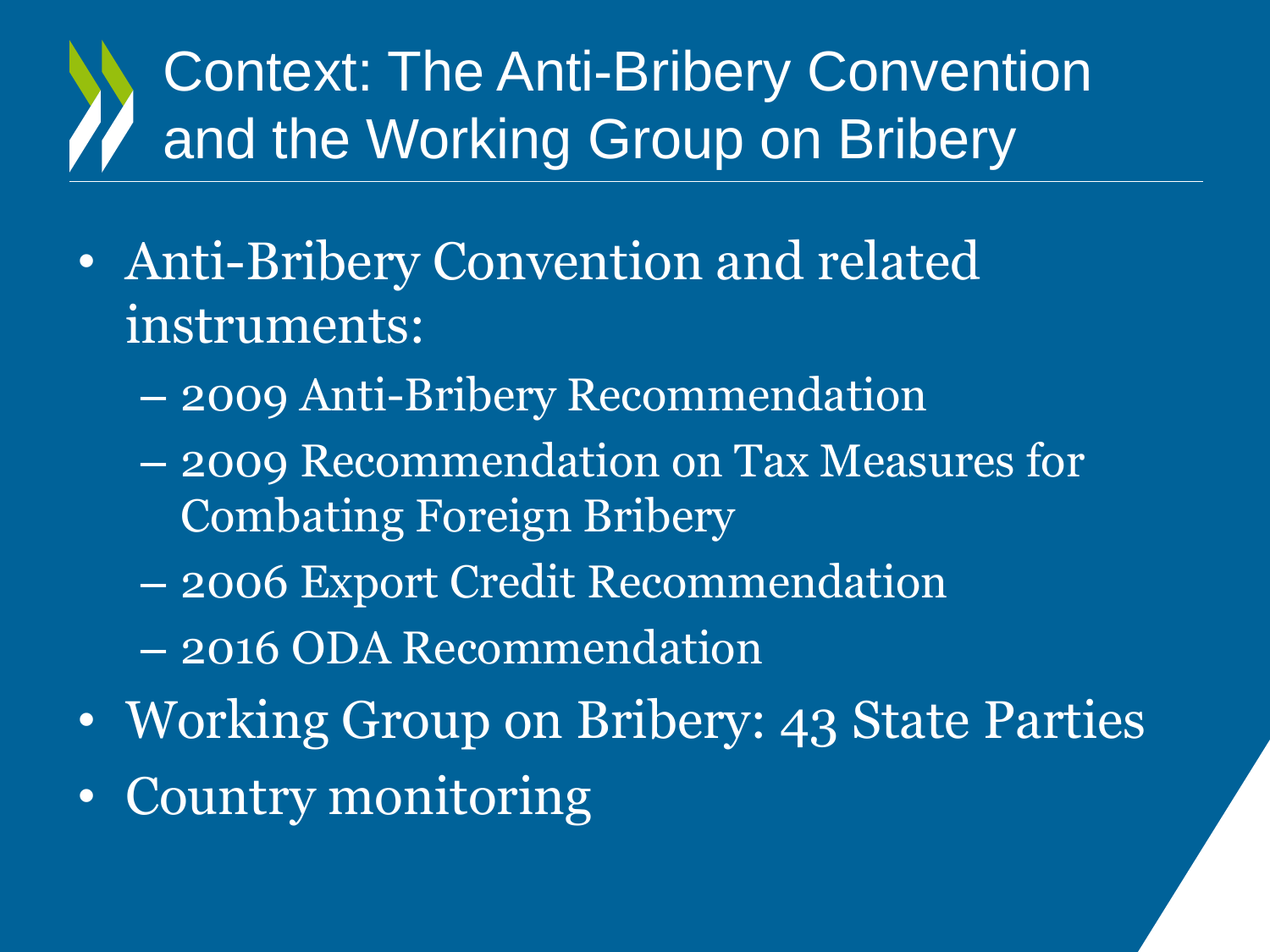# Context: The Anti-Bribery Convention and the Working Group on Bribery

- Anti-Bribery Convention and related instruments:
  - 2009 Anti-Bribery Recommendation
  - 2009 Recommendation on Tax Measures for Combating Foreign Bribery
  - 2006 Export Credit Recommendation
  - 2016 ODA Recommendation
- Working Group on Bribery: 43 State Parties
- Country monitoring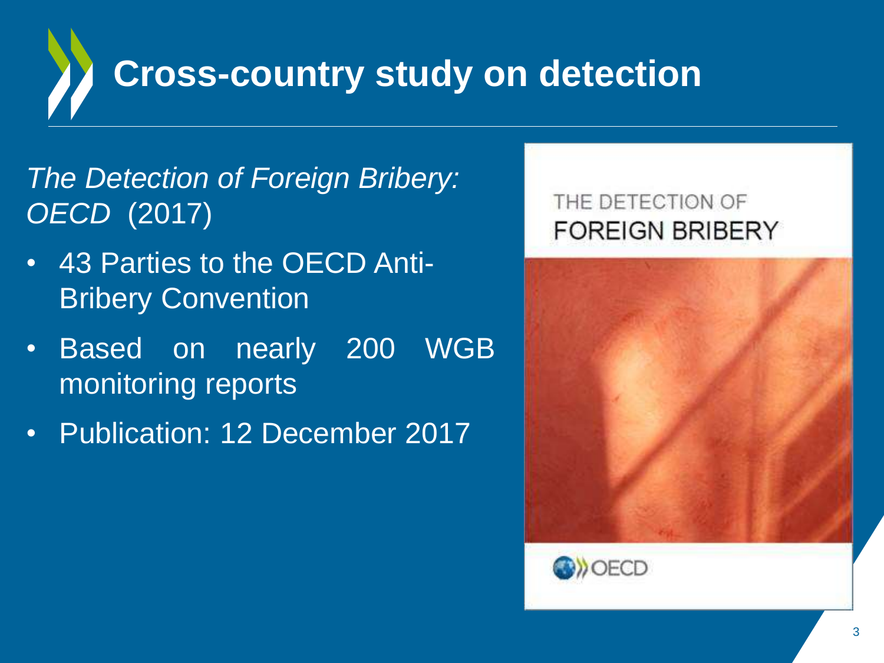# Cross-country study on detection

*The Detection of Foreign Bribery: OECD* (2017)

- 43 Parties to the OECD Anti-Bribery Convention
- Based on nearly 200 WGB monitoring reports
- Publication: 12 December 2017

THE DETECTION OF
FOREIGN BRIBERY

OECD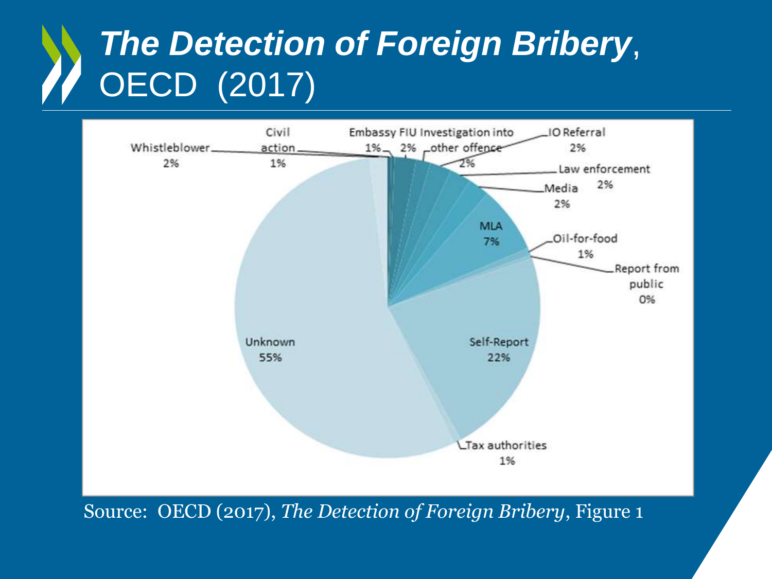# *The Detection of Foreign Bribery*, OECD (2017)

Whistleblower 2%
Civil action 1%
Embassy 1%
FIU 2%
Investigation into other offence 2%
IO Referral 2%
Law enforcement 2%
Media 2%
MLA 7%
Oil-for-food 1%
Report from public 0%
Self-Report 22%
Tax authorities 1%
Unknown 55%

Source: OECD (2017), *The Detection of Foreign Bribery*, Figure 1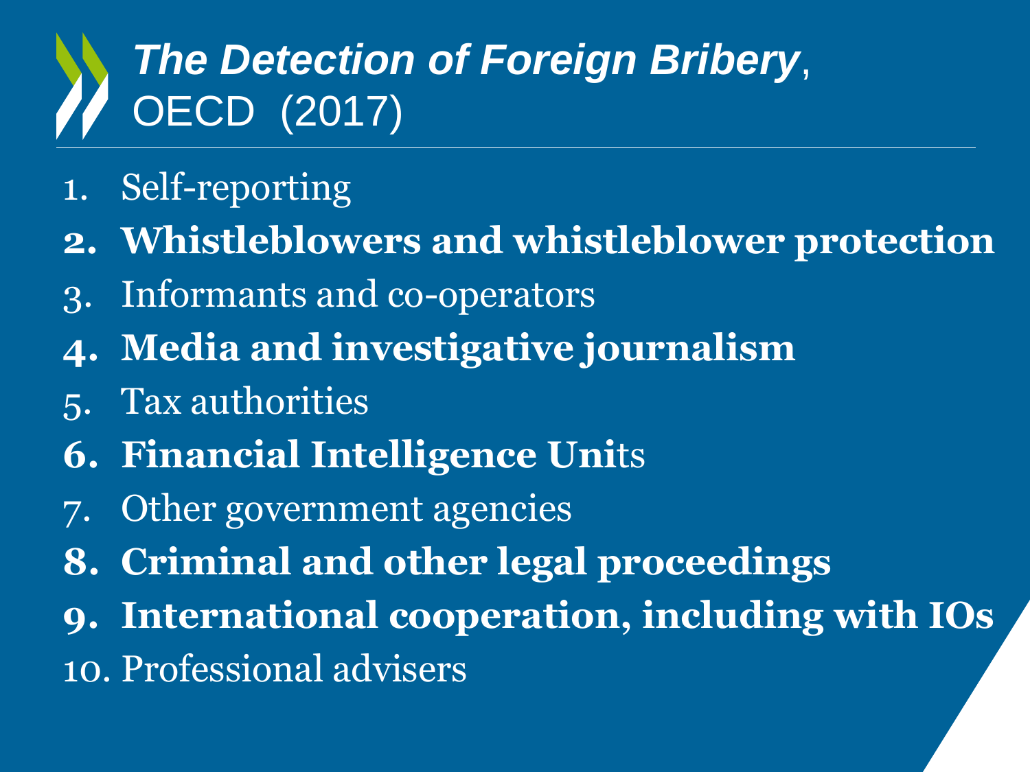# *The Detection of Foreign Bribery*, OECD (2017)

1. Self-reporting
2. **Whistleblowers and whistleblower protection**
3. Informants and co-operators
4. **Media and investigative journalism**
5. Tax authorities
6. **Financial Intelligence Uni**ts
7. Other government agencies
8. **Criminal and other legal proceedings**
9. **International cooperation, including with IOs**
10. Professional advisers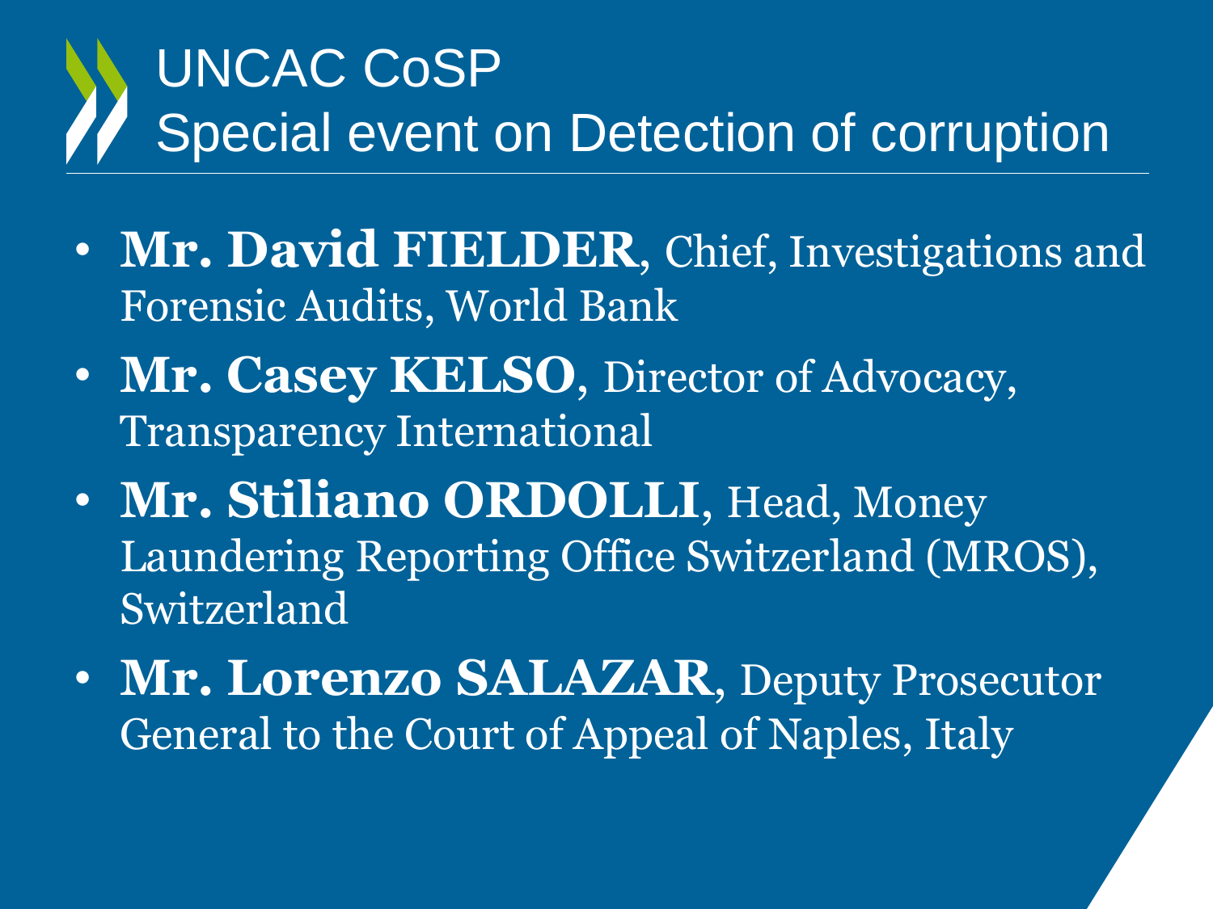# UNCAC CoSP
# Special event on Detection of corruption

- **Mr. David FIELDER**, Chief, Investigations and Forensic Audits, World Bank
- **Mr. Casey KELSO**, Director of Advocacy, Transparency International
- **Mr. Stiliano ORDOLLI**, Head, Money Laundering Reporting Office Switzerland (MROS), Switzerland
- **Mr. Lorenzo SALAZAR**, Deputy Prosecutor General to the Court of Appeal of Naples, Italy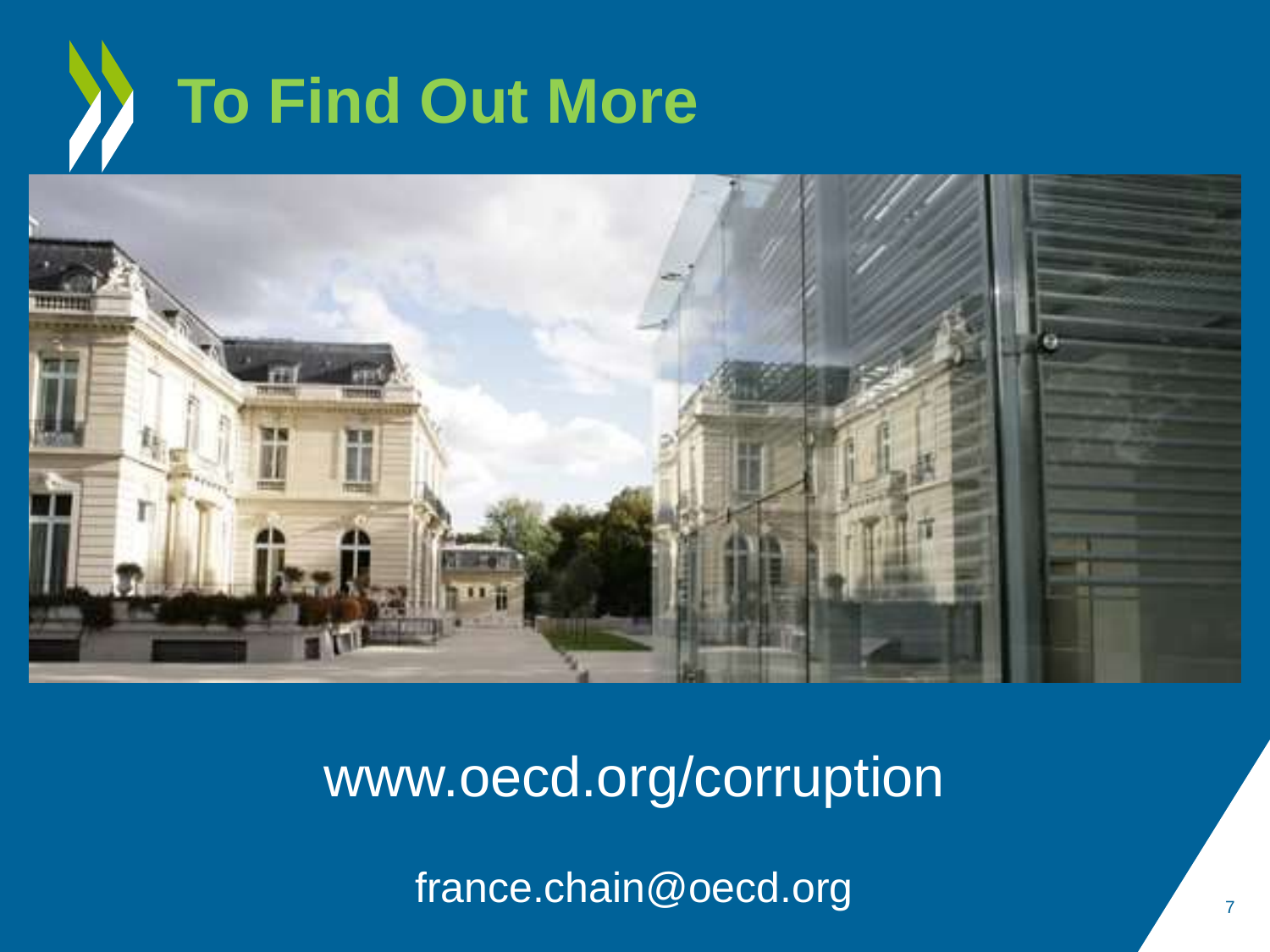# To Find Out More

www.oecd.org/corruption

france.chain@oecd.org